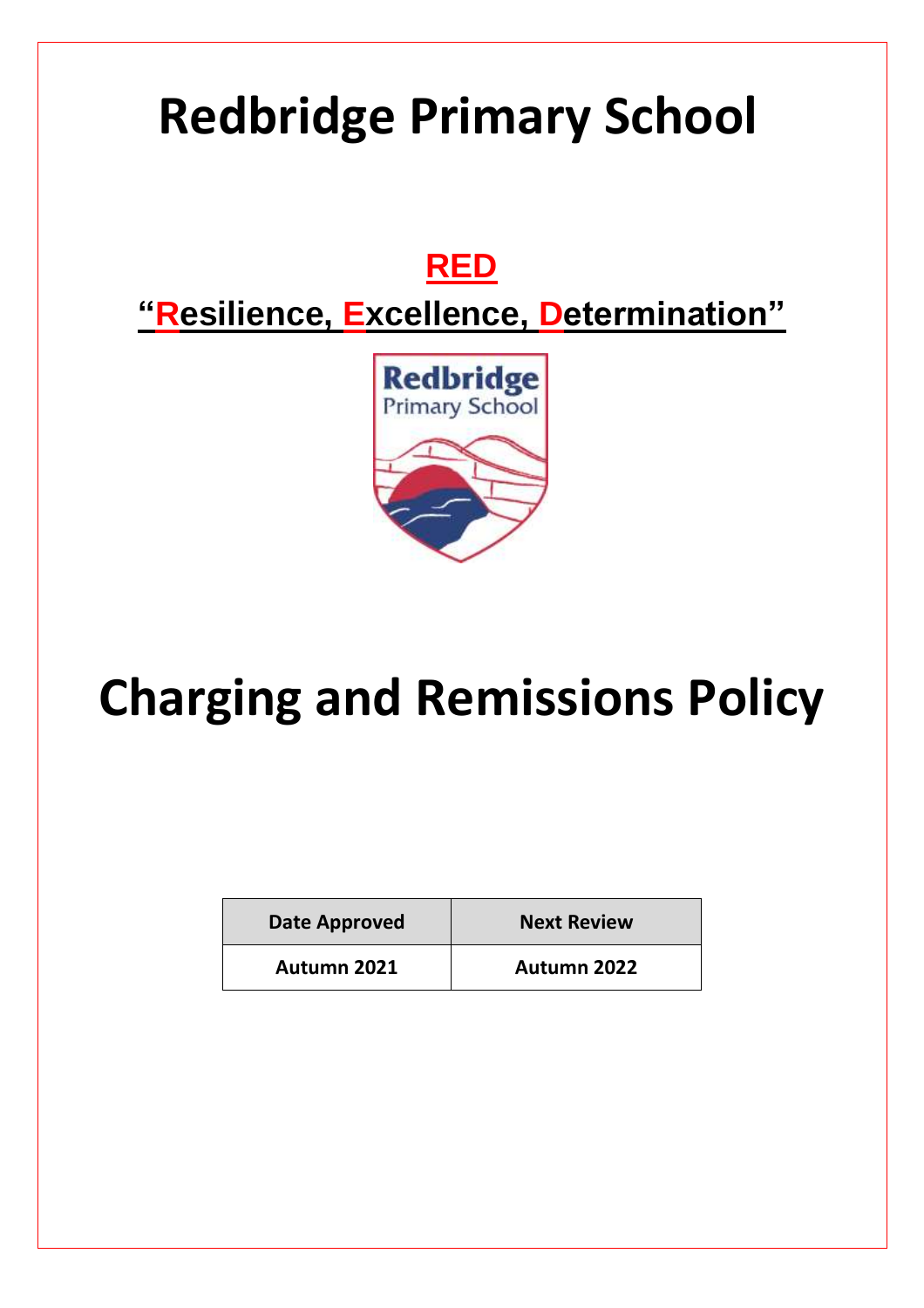# Redbridge Primary School

## RED

## "Resilience, Excellence, Determination"

# Charging and Remissions Policy

| Date Approved | Next Review |
|---|---|
| Autumn 2021 | Autumn 2022 |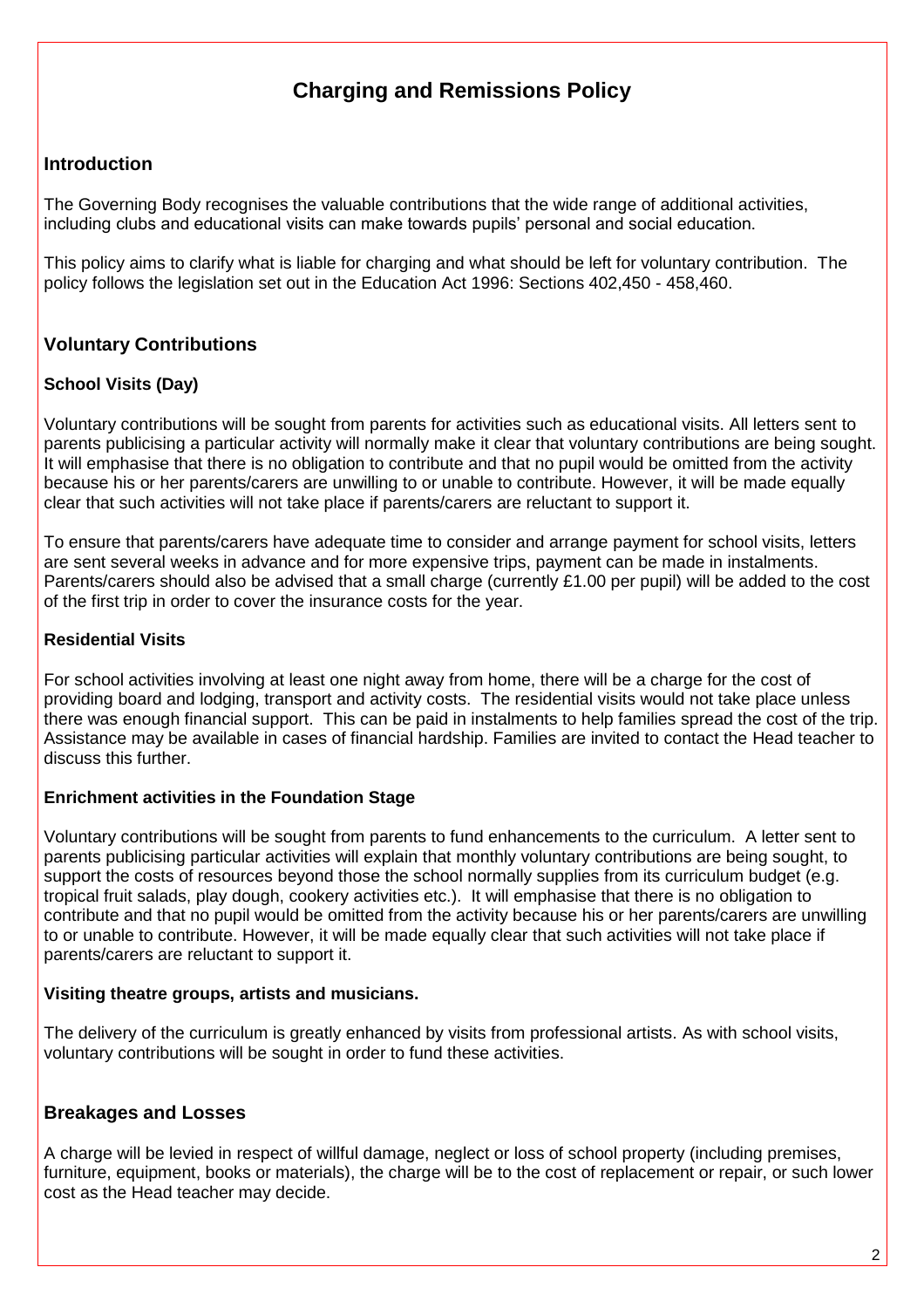# Charging and Remissions Policy

## Introduction

The Governing Body recognises the valuable contributions that the wide range of additional activities, including clubs and educational visits can make towards pupils' personal and social education.

This policy aims to clarify what is liable for charging and what should be left for voluntary contribution. The policy follows the legislation set out in the Education Act 1996: Sections 402,450 - 458,460.

## Voluntary Contributions

### School Visits (Day)

Voluntary contributions will be sought from parents for activities such as educational visits. All letters sent to parents publicising a particular activity will normally make it clear that voluntary contributions are being sought. It will emphasise that there is no obligation to contribute and that no pupil would be omitted from the activity because his or her parents/carers are unwilling to or unable to contribute. However, it will be made equally clear that such activities will not take place if parents/carers are reluctant to support it.

To ensure that parents/carers have adequate time to consider and arrange payment for school visits, letters are sent several weeks in advance and for more expensive trips, payment can be made in instalments. Parents/carers should also be advised that a small charge (currently £1.00 per pupil) will be added to the cost of the first trip in order to cover the insurance costs for the year.

### Residential Visits

For school activities involving at least one night away from home, there will be a charge for the cost of providing board and lodging, transport and activity costs. The residential visits would not take place unless there was enough financial support. This can be paid in instalments to help families spread the cost of the trip. Assistance may be available in cases of financial hardship. Families are invited to contact the Head teacher to discuss this further.

### Enrichment activities in the Foundation Stage

Voluntary contributions will be sought from parents to fund enhancements to the curriculum. A letter sent to parents publicising particular activities will explain that monthly voluntary contributions are being sought, to support the costs of resources beyond those the school normally supplies from its curriculum budget (e.g. tropical fruit salads, play dough, cookery activities etc.). It will emphasise that there is no obligation to contribute and that no pupil would be omitted from the activity because his or her parents/carers are unwilling to or unable to contribute. However, it will be made equally clear that such activities will not take place if parents/carers are reluctant to support it.

### Visiting theatre groups, artists and musicians.

The delivery of the curriculum is greatly enhanced by visits from professional artists. As with school visits, voluntary contributions will be sought in order to fund these activities.

## Breakages and Losses

A charge will be levied in respect of willful damage, neglect or loss of school property (including premises, furniture, equipment, books or materials), the charge will be to the cost of replacement or repair, or such lower cost as the Head teacher may decide.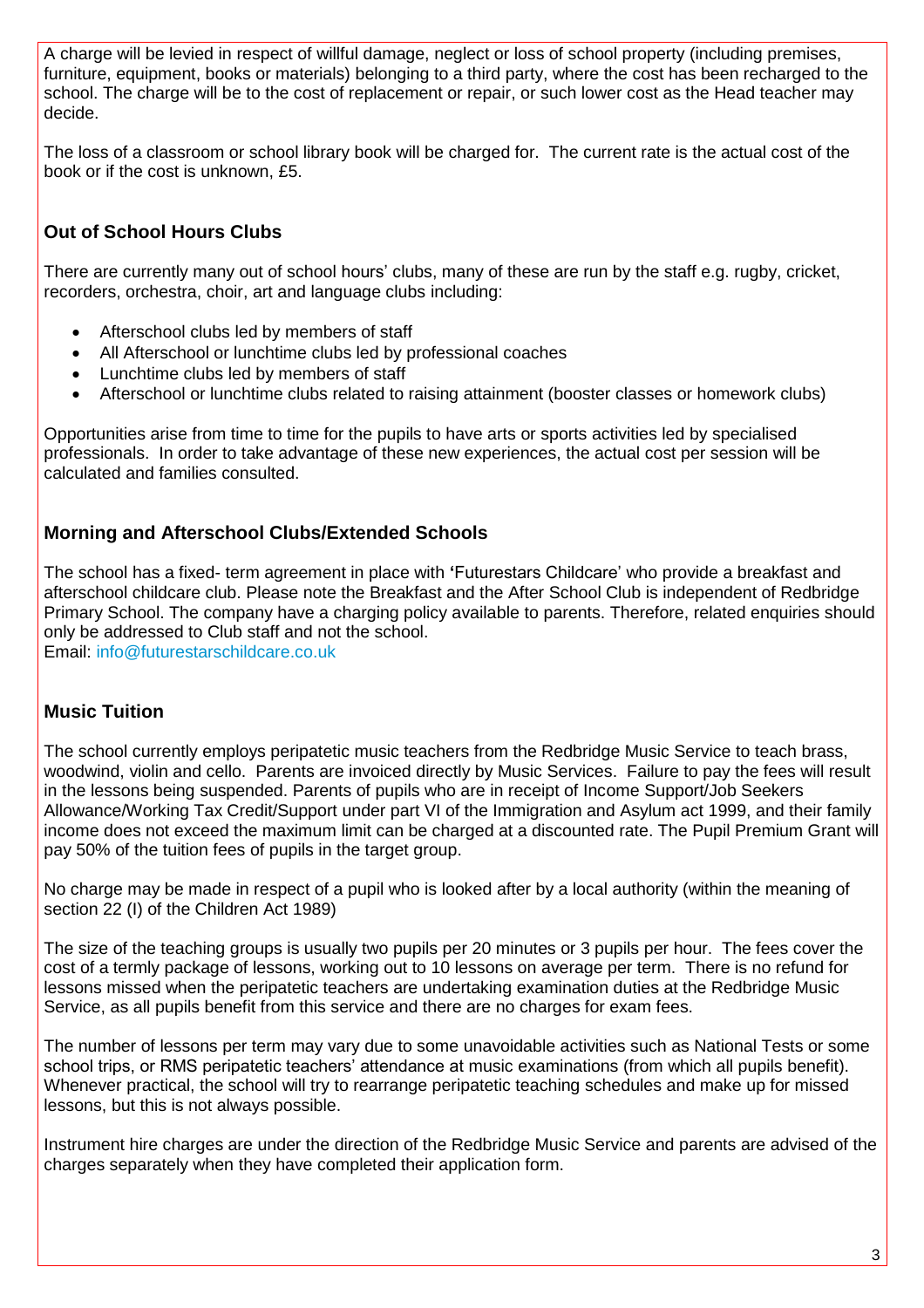A charge will be levied in respect of willful damage, neglect or loss of school property (including premises, furniture, equipment, books or materials) belonging to a third party, where the cost has been recharged to the school. The charge will be to the cost of replacement or repair, or such lower cost as the Head teacher may decide.

The loss of a classroom or school library book will be charged for. The current rate is the actual cost of the book or if the cost is unknown, £5.

## Out of School Hours Clubs

There are currently many out of school hours' clubs, many of these are run by the staff e.g. rugby, cricket, recorders, orchestra, choir, art and language clubs including:

- Afterschool clubs led by members of staff
- All Afterschool or lunchtime clubs led by professional coaches
- Lunchtime clubs led by members of staff
- Afterschool or lunchtime clubs related to raising attainment (booster classes or homework clubs)

Opportunities arise from time to time for the pupils to have arts or sports activities led by specialised professionals. In order to take advantage of these new experiences, the actual cost per session will be calculated and families consulted.

## Morning and Afterschool Clubs/Extended Schools

The school has a fixed- term agreement in place with **'**Futurestars Childcare' who provide a breakfast and afterschool childcare club. Please note the Breakfast and the After School Club is independent of Redbridge Primary School. The company have a charging policy available to parents. Therefore, related enquiries should only be addressed to Club staff and not the school.
Email: info@futurestarschildcare.co.uk

## Music Tuition

The school currently employs peripatetic music teachers from the Redbridge Music Service to teach brass, woodwind, violin and cello. Parents are invoiced directly by Music Services. Failure to pay the fees will result in the lessons being suspended. Parents of pupils who are in receipt of Income Support/Job Seekers Allowance/Working Tax Credit/Support under part VI of the Immigration and Asylum act 1999, and their family income does not exceed the maximum limit can be charged at a discounted rate. The Pupil Premium Grant will pay 50% of the tuition fees of pupils in the target group.

No charge may be made in respect of a pupil who is looked after by a local authority (within the meaning of section 22 (I) of the Children Act 1989)

The size of the teaching groups is usually two pupils per 20 minutes or 3 pupils per hour. The fees cover the cost of a termly package of lessons, working out to 10 lessons on average per term. There is no refund for lessons missed when the peripatetic teachers are undertaking examination duties at the Redbridge Music Service, as all pupils benefit from this service and there are no charges for exam fees.

The number of lessons per term may vary due to some unavoidable activities such as National Tests or some school trips, or RMS peripatetic teachers' attendance at music examinations (from which all pupils benefit). Whenever practical, the school will try to rearrange peripatetic teaching schedules and make up for missed lessons, but this is not always possible.

Instrument hire charges are under the direction of the Redbridge Music Service and parents are advised of the charges separately when they have completed their application form.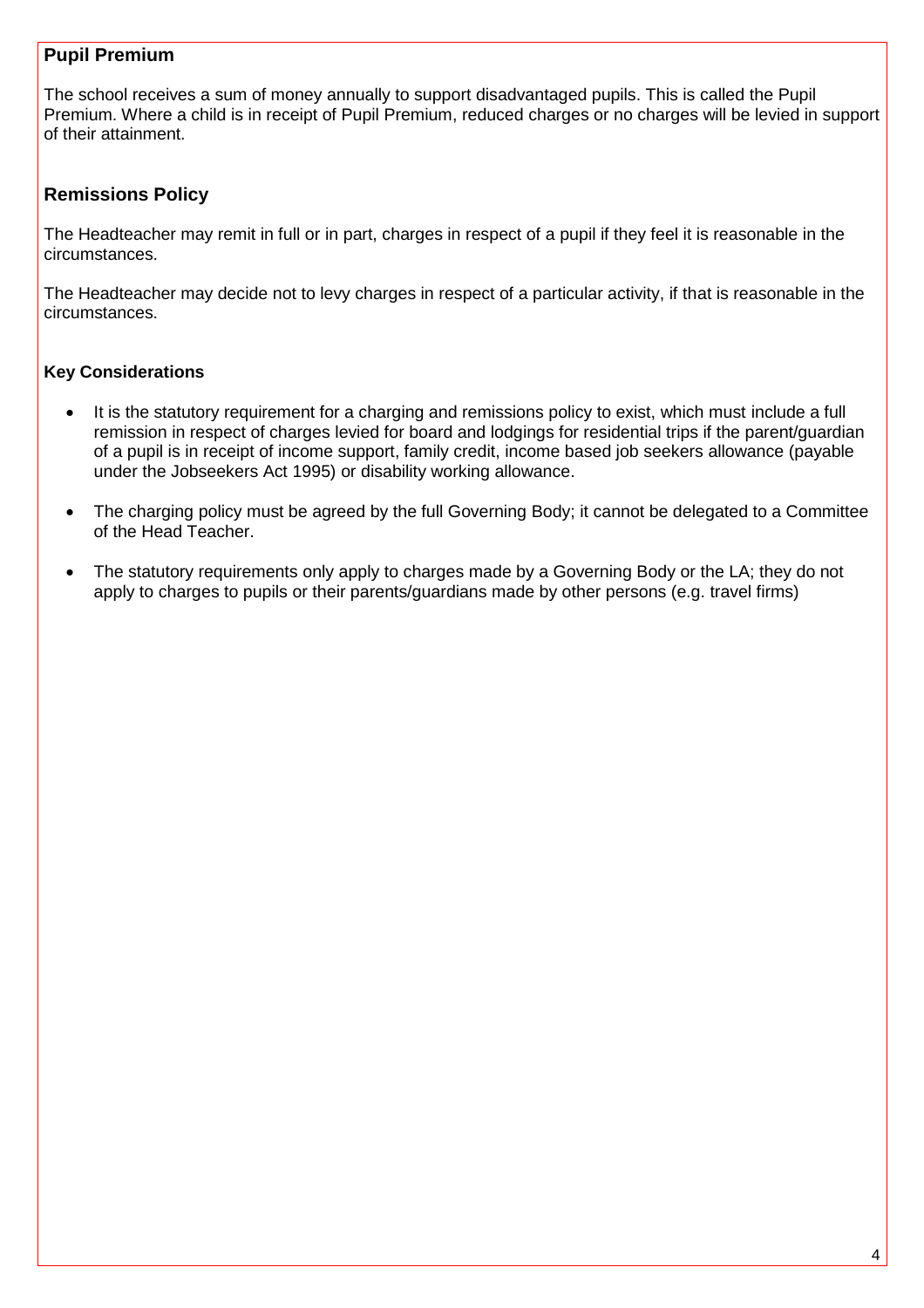## Pupil Premium

The school receives a sum of money annually to support disadvantaged pupils. This is called the Pupil Premium. Where a child is in receipt of Pupil Premium, reduced charges or no charges will be levied in support of their attainment.

## Remissions Policy

The Headteacher may remit in full or in part, charges in respect of a pupil if they feel it is reasonable in the circumstances.

The Headteacher may decide not to levy charges in respect of a particular activity, if that is reasonable in the circumstances.

### Key Considerations

- It is the statutory requirement for a charging and remissions policy to exist, which must include a full remission in respect of charges levied for board and lodgings for residential trips if the parent/guardian of a pupil is in receipt of income support, family credit, income based job seekers allowance (payable under the Jobseekers Act 1995) or disability working allowance.
- The charging policy must be agreed by the full Governing Body; it cannot be delegated to a Committee of the Head Teacher.
- The statutory requirements only apply to charges made by a Governing Body or the LA; they do not apply to charges to pupils or their parents/guardians made by other persons (e.g. travel firms)